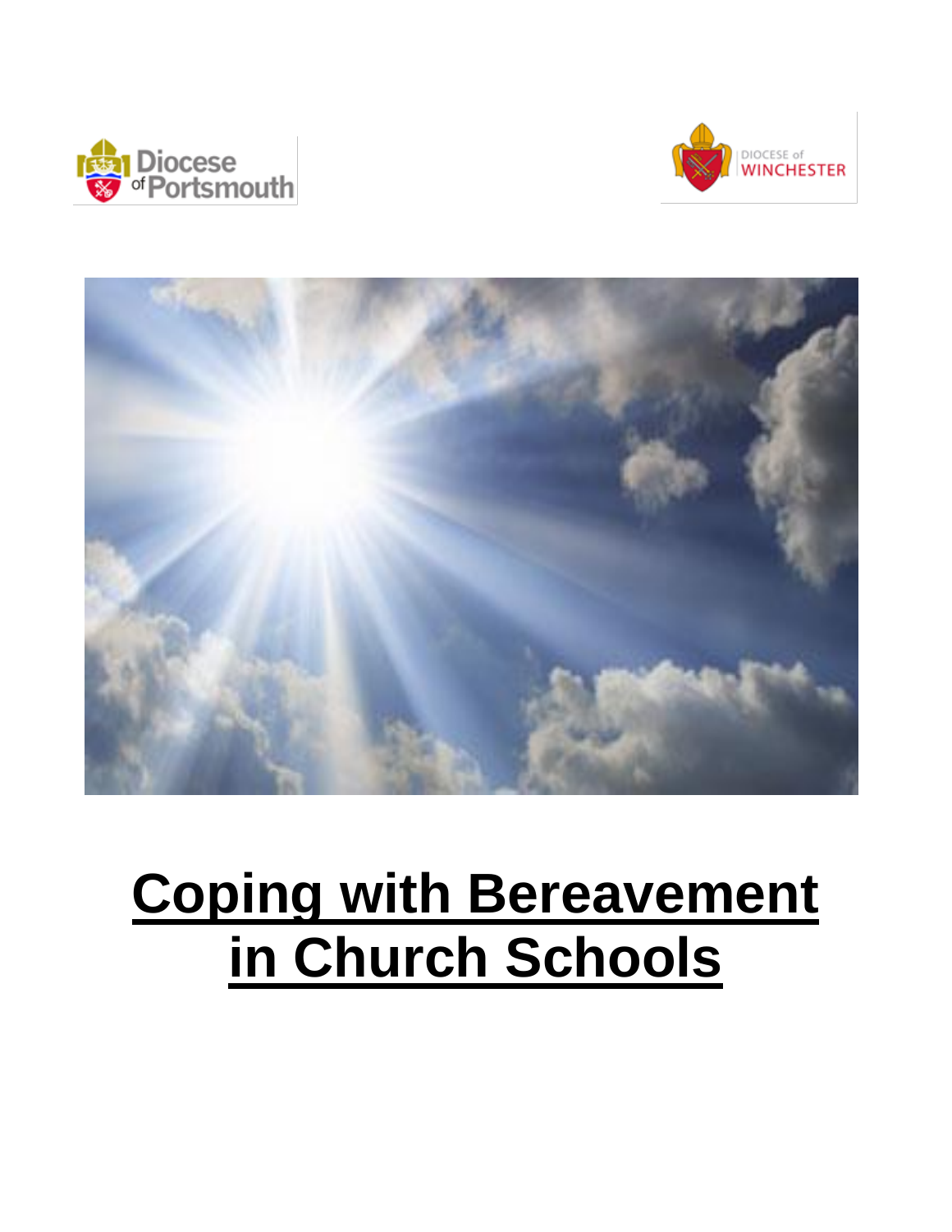Diocese of Portsmouth

DIOCESE of WINCHESTER

# Coping with Bereavement in Church Schools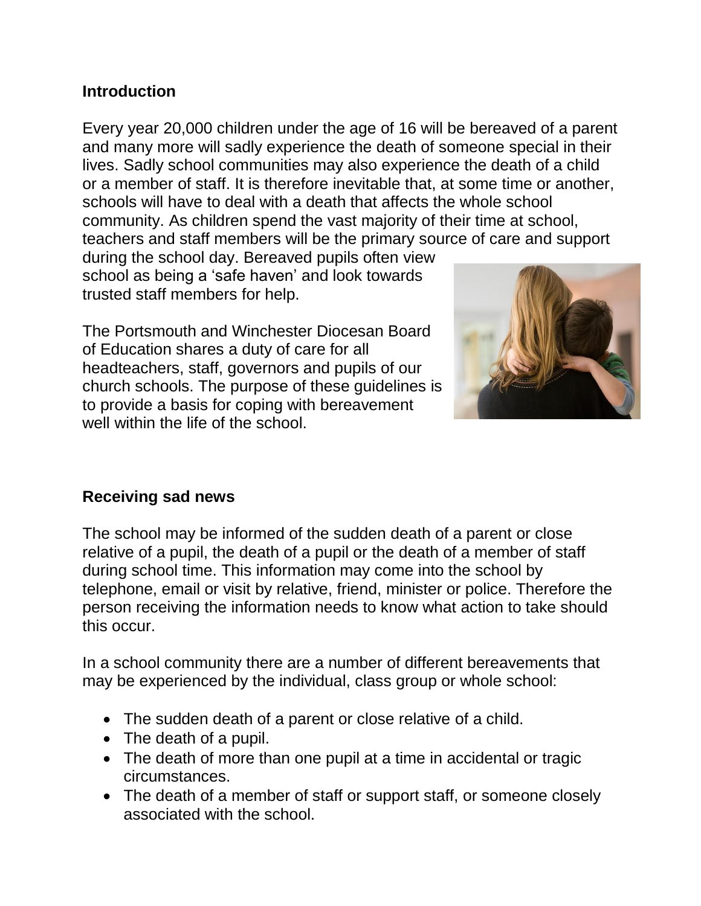## Introduction

Every year 20,000 children under the age of 16 will be bereaved of a parent and many more will sadly experience the death of someone special in their lives. Sadly school communities may also experience the death of a child or a member of staff. It is therefore inevitable that, at some time or another, schools will have to deal with a death that affects the whole school community. As children spend the vast majority of their time at school, teachers and staff members will be the primary source of care and support during the school day. Bereaved pupils often view school as being a 'safe haven' and look towards trusted staff members for help.

The Portsmouth and Winchester Diocesan Board of Education shares a duty of care for all headteachers, staff, governors and pupils of our church schools. The purpose of these guidelines is to provide a basis for coping with bereavement well within the life of the school.

## Receiving sad news

The school may be informed of the sudden death of a parent or close relative of a pupil, the death of a pupil or the death of a member of staff during school time. This information may come into the school by telephone, email or visit by relative, friend, minister or police. Therefore the person receiving the information needs to know what action to take should this occur.

In a school community there are a number of different bereavements that may be experienced by the individual, class group or whole school:

- The sudden death of a parent or close relative of a child.
- The death of a pupil.
- The death of more than one pupil at a time in accidental or tragic circumstances.
- The death of a member of staff or support staff, or someone closely associated with the school.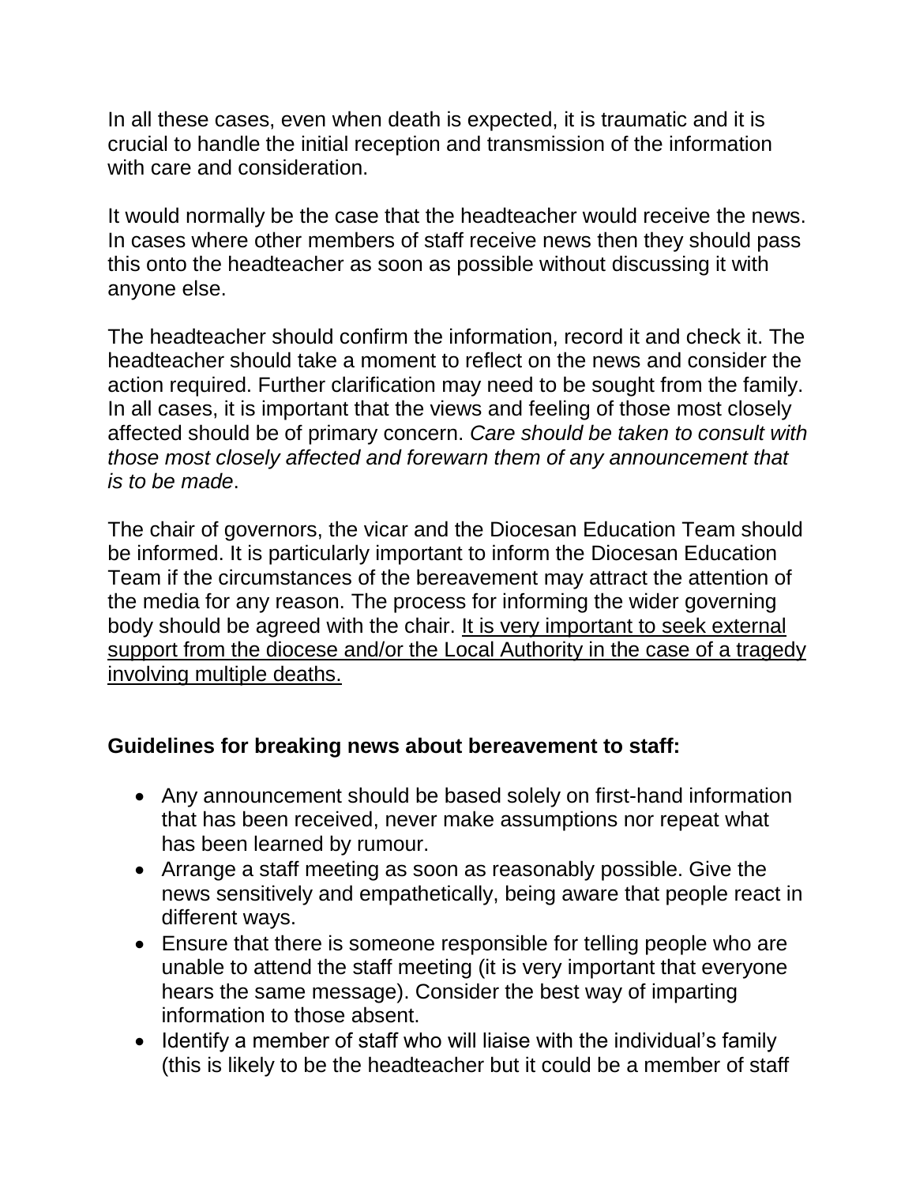In all these cases, even when death is expected, it is traumatic and it is crucial to handle the initial reception and transmission of the information with care and consideration.

It would normally be the case that the headteacher would receive the news. In cases where other members of staff receive news then they should pass this onto the headteacher as soon as possible without discussing it with anyone else.

The headteacher should confirm the information, record it and check it. The headteacher should take a moment to reflect on the news and consider the action required. Further clarification may need to be sought from the family. In all cases, it is important that the views and feeling of those most closely affected should be of primary concern. *Care should be taken to consult with those most closely affected and forewarn them of any announcement that is to be made*.

The chair of governors, the vicar and the Diocesan Education Team should be informed. It is particularly important to inform the Diocesan Education Team if the circumstances of the bereavement may attract the attention of the media for any reason. The process for informing the wider governing body should be agreed with the chair. <u>It is very important to seek external support from the diocese and/or the Local Authority in the case of a tragedy involving multiple deaths.</u>

**Guidelines for breaking news about bereavement to staff:**

- Any announcement should be based solely on first-hand information that has been received, never make assumptions nor repeat what has been learned by rumour.
- Arrange a staff meeting as soon as reasonably possible. Give the news sensitively and empathetically, being aware that people react in different ways.
- Ensure that there is someone responsible for telling people who are unable to attend the staff meeting (it is very important that everyone hears the same message). Consider the best way of imparting information to those absent.
- Identify a member of staff who will liaise with the individual's family (this is likely to be the headteacher but it could be a member of staff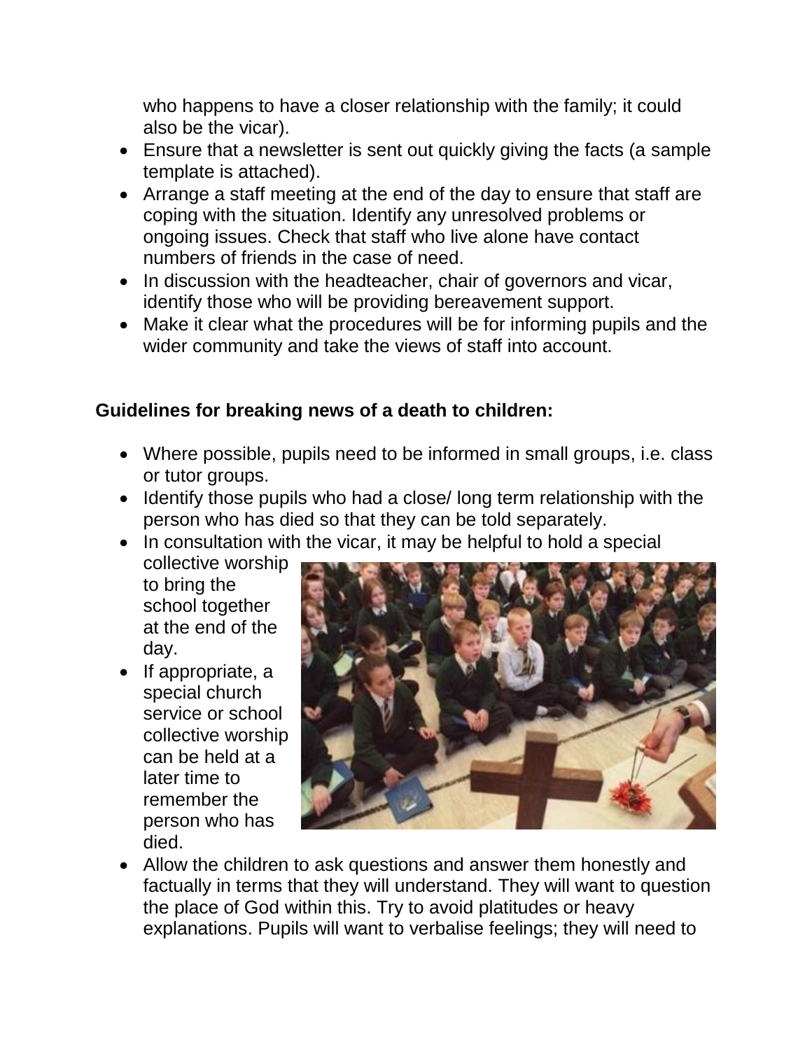who happens to have a closer relationship with the family; it could also be the vicar).

- Ensure that a newsletter is sent out quickly giving the facts (a sample template is attached).
- Arrange a staff meeting at the end of the day to ensure that staff are coping with the situation. Identify any unresolved problems or ongoing issues. Check that staff who live alone have contact numbers of friends in the case of need.
- In discussion with the headteacher, chair of governors and vicar, identify those who will be providing bereavement support.
- Make it clear what the procedures will be for informing pupils and the wider community and take the views of staff into account.

**Guidelines for breaking news of a death to children:**

- Where possible, pupils need to be informed in small groups, i.e. class or tutor groups.
- Identify those pupils who had a close/ long term relationship with the person who has died so that they can be told separately.
- In consultation with the vicar, it may be helpful to hold a special collective worship to bring the school together at the end of the day.
- If appropriate, a special church service or school collective worship can be held at a later time to remember the person who has died.
- Allow the children to ask questions and answer them honestly and factually in terms that they will understand. They will want to question the place of God within this. Try to avoid platitudes or heavy explanations. Pupils will want to verbalise feelings; they will need to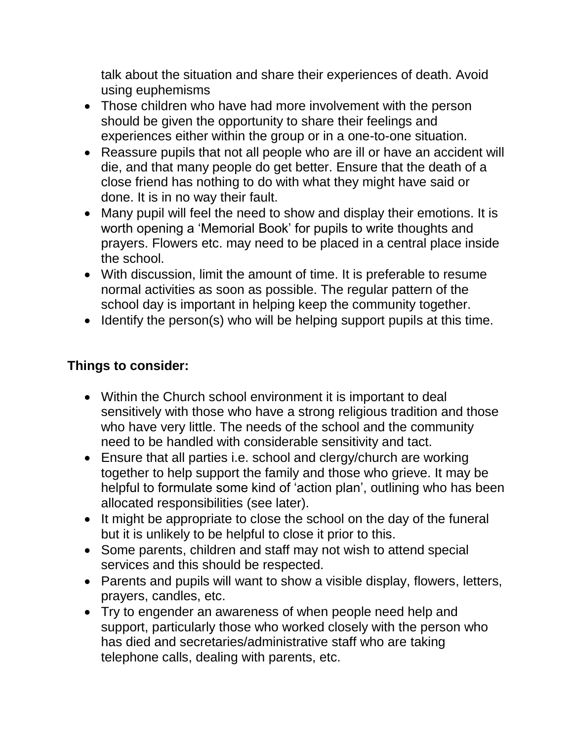talk about the situation and share their experiences of death. Avoid using euphemisms

- Those children who have had more involvement with the person should be given the opportunity to share their feelings and experiences either within the group or in a one-to-one situation.
- Reassure pupils that not all people who are ill or have an accident will die, and that many people do get better. Ensure that the death of a close friend has nothing to do with what they might have said or done. It is in no way their fault.
- Many pupil will feel the need to show and display their emotions. It is worth opening a 'Memorial Book' for pupils to write thoughts and prayers. Flowers etc. may need to be placed in a central place inside the school.
- With discussion, limit the amount of time. It is preferable to resume normal activities as soon as possible. The regular pattern of the school day is important in helping keep the community together.
- Identify the person(s) who will be helping support pupils at this time.

**Things to consider:**

- Within the Church school environment it is important to deal sensitively with those who have a strong religious tradition and those who have very little. The needs of the school and the community need to be handled with considerable sensitivity and tact.
- Ensure that all parties i.e. school and clergy/church are working together to help support the family and those who grieve. It may be helpful to formulate some kind of 'action plan', outlining who has been allocated responsibilities (see later).
- It might be appropriate to close the school on the day of the funeral but it is unlikely to be helpful to close it prior to this.
- Some parents, children and staff may not wish to attend special services and this should be respected.
- Parents and pupils will want to show a visible display, flowers, letters, prayers, candles, etc.
- Try to engender an awareness of when people need help and support, particularly those who worked closely with the person who has died and secretaries/administrative staff who are taking telephone calls, dealing with parents, etc.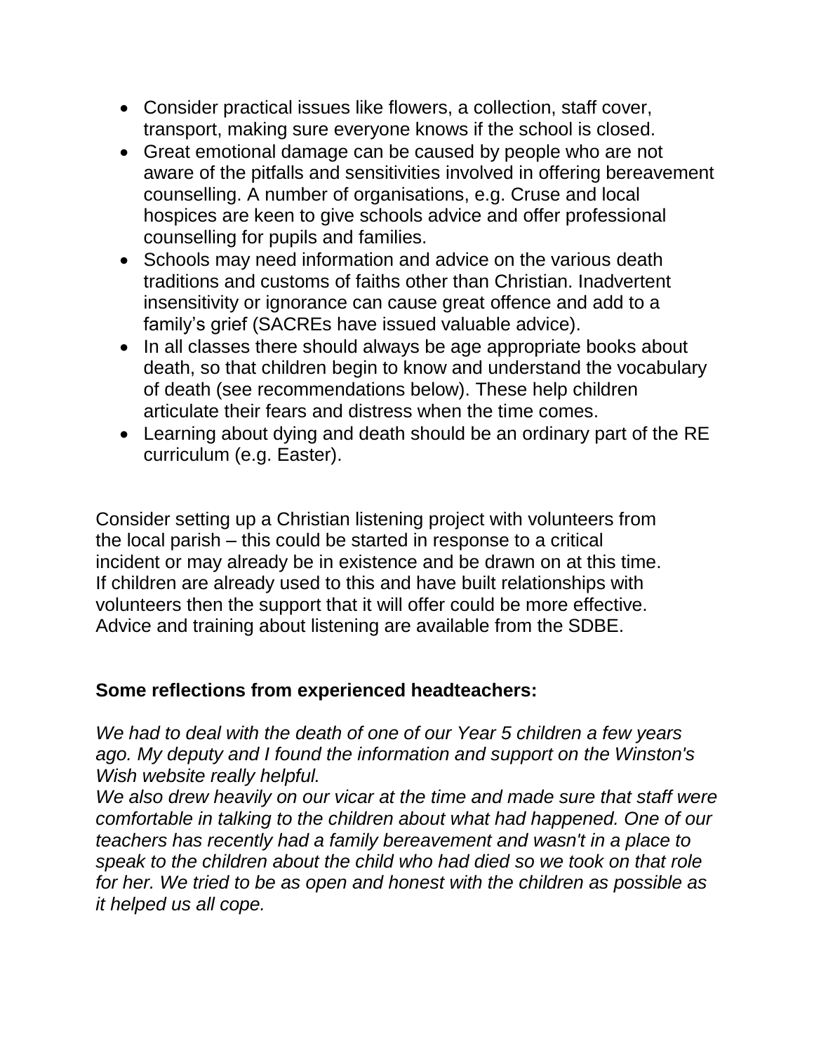- Consider practical issues like flowers, a collection, staff cover, transport, making sure everyone knows if the school is closed.
- Great emotional damage can be caused by people who are not aware of the pitfalls and sensitivities involved in offering bereavement counselling. A number of organisations, e.g. Cruse and local hospices are keen to give schools advice and offer professional counselling for pupils and families.
- Schools may need information and advice on the various death traditions and customs of faiths other than Christian. Inadvertent insensitivity or ignorance can cause great offence and add to a family's grief (SACREs have issued valuable advice).
- In all classes there should always be age appropriate books about death, so that children begin to know and understand the vocabulary of death (see recommendations below). These help children articulate their fears and distress when the time comes.
- Learning about dying and death should be an ordinary part of the RE curriculum (e.g. Easter).

Consider setting up a Christian listening project with volunteers from the local parish – this could be started in response to a critical incident or may already be in existence and be drawn on at this time. If children are already used to this and have built relationships with volunteers then the support that it will offer could be more effective. Advice and training about listening are available from the SDBE.

**Some reflections from experienced headteachers:**

*We had to deal with the death of one of our Year 5 children a few years ago. My deputy and I found the information and support on the Winston's Wish website really helpful.*
*We also drew heavily on our vicar at the time and made sure that staff were comfortable in talking to the children about what had happened. One of our teachers has recently had a family bereavement and wasn't in a place to speak to the children about the child who had died so we took on that role for her. We tried to be as open and honest with the children as possible as it helped us all cope.*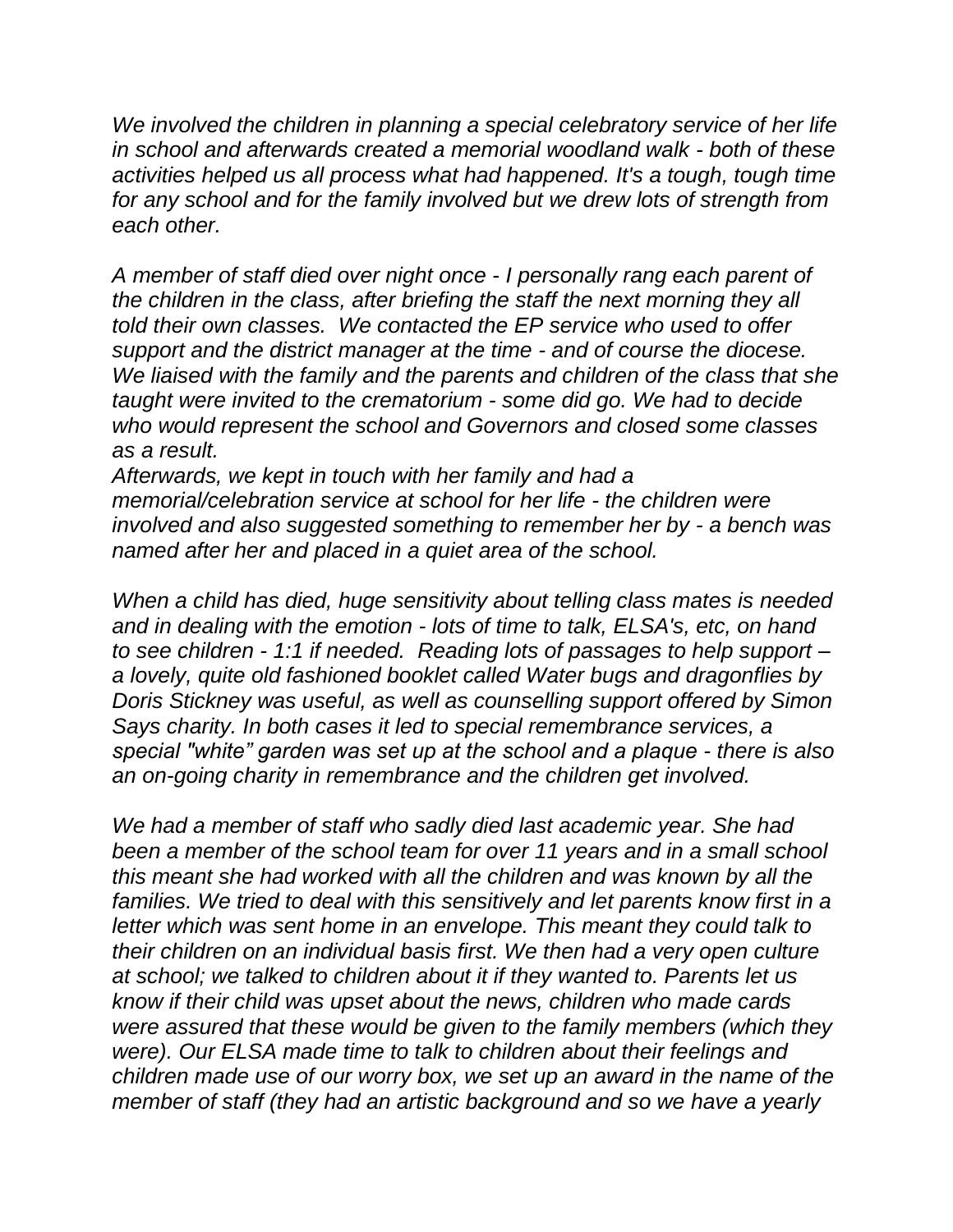*We involved the children in planning a special celebratory service of her life in school and afterwards created a memorial woodland walk - both of these activities helped us all process what had happened. It's a tough, tough time for any school and for the family involved but we drew lots of strength from each other.*

*A member of staff died over night once - I personally rang each parent of the children in the class, after briefing the staff the next morning they all told their own classes. We contacted the EP service who used to offer support and the district manager at the time - and of course the diocese. We liaised with the family and the parents and children of the class that she taught were invited to the crematorium - some did go. We had to decide who would represent the school and Governors and closed some classes as a result.*
*Afterwards, we kept in touch with her family and had a memorial/celebration service at school for her life - the children were involved and also suggested something to remember her by - a bench was named after her and placed in a quiet area of the school.*

*When a child has died, huge sensitivity about telling class mates is needed and in dealing with the emotion - lots of time to talk, ELSA's, etc, on hand to see children - 1:1 if needed. Reading lots of passages to help support – a lovely, quite old fashioned booklet called Water bugs and dragonflies by Doris Stickney was useful, as well as counselling support offered by Simon Says charity. In both cases it led to special remembrance services, a special "white" garden was set up at the school and a plaque - there is also an on-going charity in remembrance and the children get involved.*

*We had a member of staff who sadly died last academic year. She had been a member of the school team for over 11 years and in a small school this meant she had worked with all the children and was known by all the families. We tried to deal with this sensitively and let parents know first in a letter which was sent home in an envelope. This meant they could talk to their children on an individual basis first. We then had a very open culture at school; we talked to children about it if they wanted to. Parents let us know if their child was upset about the news, children who made cards were assured that these would be given to the family members (which they were). Our ELSA made time to talk to children about their feelings and children made use of our worry box, we set up an award in the name of the member of staff (they had an artistic background and so we have a yearly*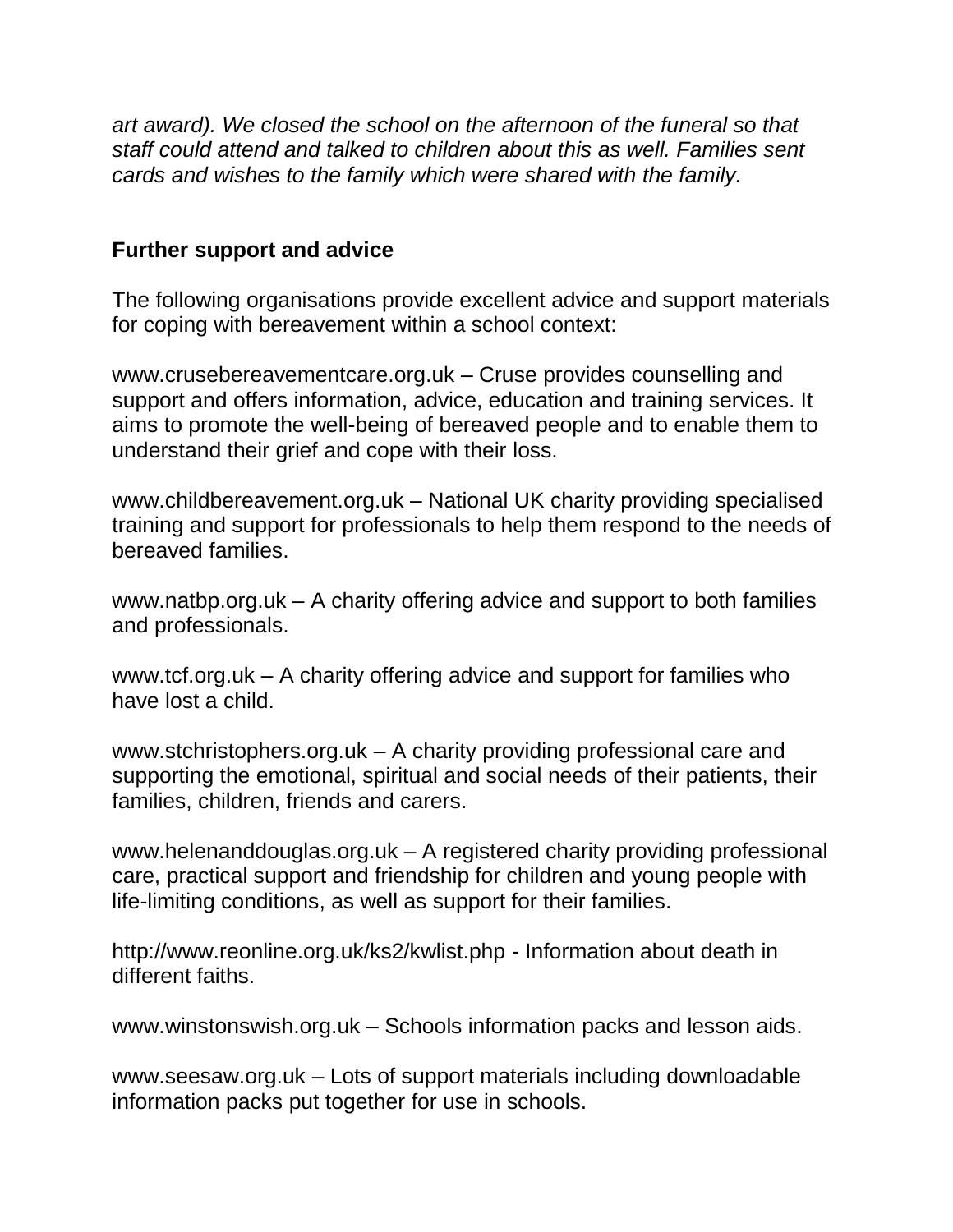*art award). We closed the school on the afternoon of the funeral so that staff could attend and talked to children about this as well. Families sent cards and wishes to the family which were shared with the family.*

**Further support and advice**

The following organisations provide excellent advice and support materials for coping with bereavement within a school context:

www.crusebereavementcare.org.uk – Cruse provides counselling and support and offers information, advice, education and training services. It aims to promote the well-being of bereaved people and to enable them to understand their grief and cope with their loss.

www.childbereavement.org.uk – National UK charity providing specialised training and support for professionals to help them respond to the needs of bereaved families.

www.natbp.org.uk – A charity offering advice and support to both families and professionals.

www.tcf.org.uk – A charity offering advice and support for families who have lost a child.

www.stchristophers.org.uk – A charity providing professional care and supporting the emotional, spiritual and social needs of their patients, their families, children, friends and carers.

www.helenanddouglas.org.uk – A registered charity providing professional care, practical support and friendship for children and young people with life-limiting conditions, as well as support for their families.

http://www.reonline.org.uk/ks2/kwlist.php - Information about death in different faiths.

www.winstonswish.org.uk – Schools information packs and lesson aids.

www.seesaw.org.uk – Lots of support materials including downloadable information packs put together for use in schools.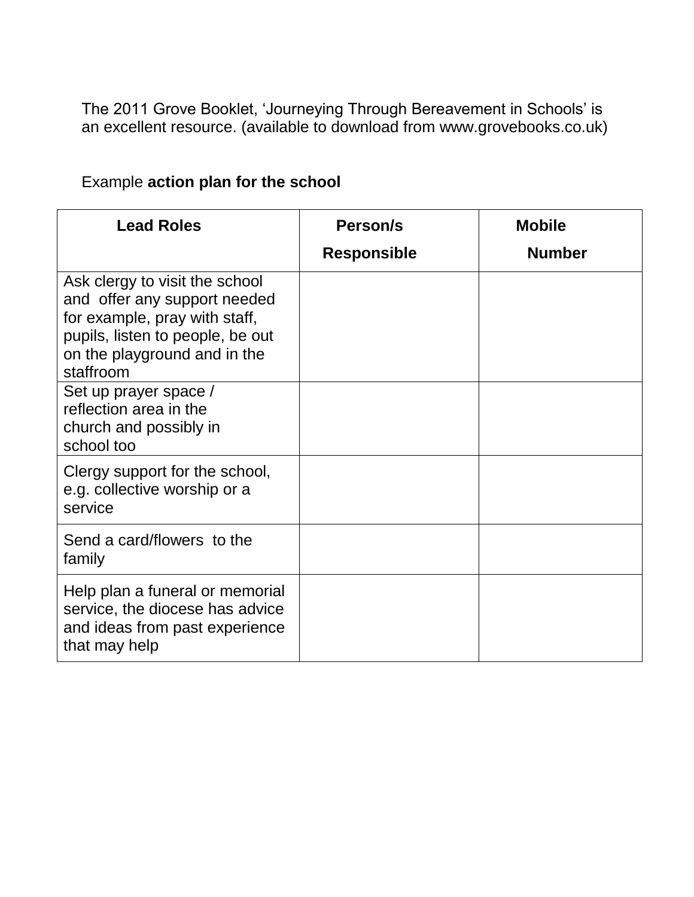The 2011 Grove Booklet, 'Journeying Through Bereavement in Schools' is an excellent resource. (available to download from www.grovebooks.co.uk)

Example **action plan for the school**

| **Lead Roles** | **Person/s Responsible** | **Mobile Number** |
|---|---|---|
| Ask clergy to visit the school and offer any support needed for example, pray with staff, pupils, listen to people, be out on the playground and in the staffroom | | |
| Set up prayer space / reflection area in the church and possibly in school too | | |
| Clergy support for the school, e.g. collective worship or a service | | |
| Send a card/flowers to the family | | |
| Help plan a funeral or memorial service, the diocese has advice and ideas from past experience that may help | | |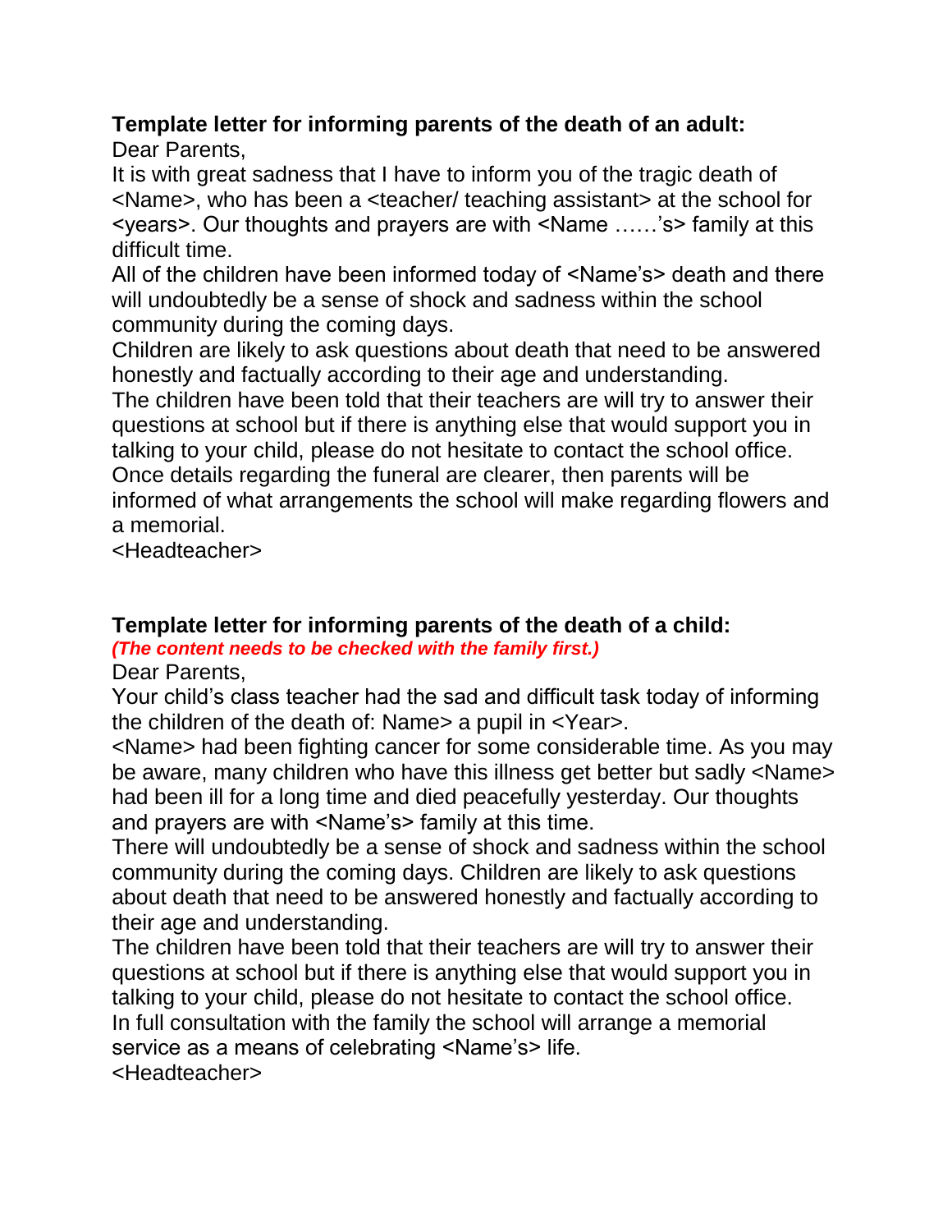**Template letter for informing parents of the death of an adult:**

Dear Parents,

It is with great sadness that I have to inform you of the tragic death of <Name>, who has been a <teacher/ teaching assistant> at the school for <years>. Our thoughts and prayers are with <Name ……'s> family at this difficult time.

All of the children have been informed today of <Name's> death and there will undoubtedly be a sense of shock and sadness within the school community during the coming days.

Children are likely to ask questions about death that need to be answered honestly and factually according to their age and understanding.

The children have been told that their teachers are will try to answer their questions at school but if there is anything else that would support you in talking to your child, please do not hesitate to contact the school office.

Once details regarding the funeral are clearer, then parents will be informed of what arrangements the school will make regarding flowers and a memorial.

<Headteacher>

**Template letter for informing parents of the death of a child:**

***(The content needs to be checked with the family first.)***

Dear Parents,

Your child's class teacher had the sad and difficult task today of informing the children of the death of: Name> a pupil in <Year>.

<Name> had been fighting cancer for some considerable time. As you may be aware, many children who have this illness get better but sadly <Name> had been ill for a long time and died peacefully yesterday. Our thoughts and prayers are with <Name's> family at this time.

There will undoubtedly be a sense of shock and sadness within the school community during the coming days. Children are likely to ask questions about death that need to be answered honestly and factually according to their age and understanding.

The children have been told that their teachers are will try to answer their questions at school but if there is anything else that would support you in talking to your child, please do not hesitate to contact the school office.

In full consultation with the family the school will arrange a memorial service as a means of celebrating <Name's> life.

<Headteacher>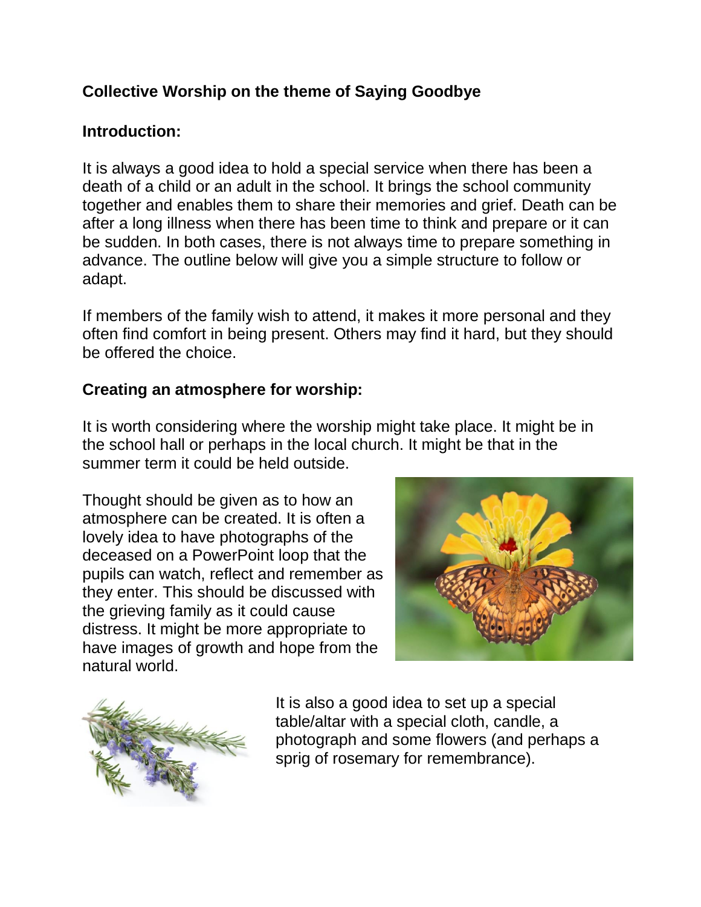**Collective Worship on the theme of Saying Goodbye**

**Introduction:**

It is always a good idea to hold a special service when there has been a death of a child or an adult in the school. It brings the school community together and enables them to share their memories and grief. Death can be after a long illness when there has been time to think and prepare or it can be sudden. In both cases, there is not always time to prepare something in advance. The outline below will give you a simple structure to follow or adapt.

If members of the family wish to attend, it makes it more personal and they often find comfort in being present. Others may find it hard, but they should be offered the choice.

**Creating an atmosphere for worship:**

It is worth considering where the worship might take place. It might be in the school hall or perhaps in the local church. It might be that in the summer term it could be held outside.

Thought should be given as to how an atmosphere can be created. It is often a lovely idea to have photographs of the deceased on a PowerPoint loop that the pupils can watch, reflect and remember as they enter. This should be discussed with the grieving family as it could cause distress. It might be more appropriate to have images of growth and hope from the natural world.

It is also a good idea to set up a special table/altar with a special cloth, candle, a photograph and some flowers (and perhaps a sprig of rosemary for remembrance).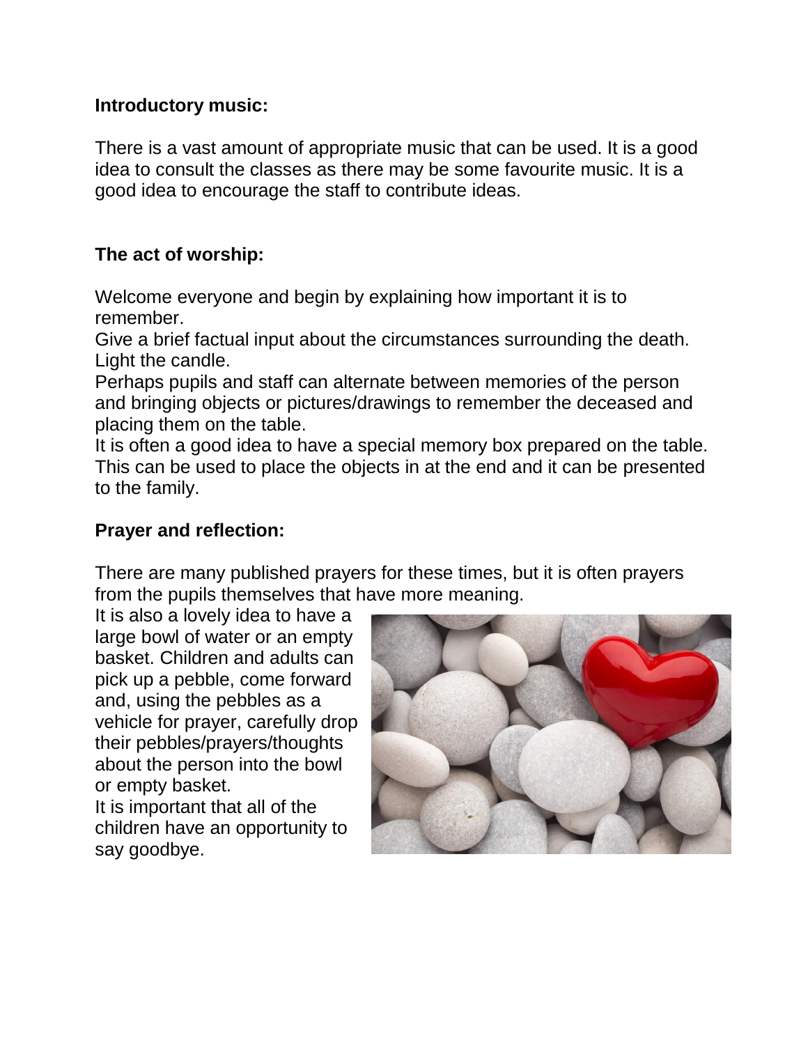**Introductory music:**

There is a vast amount of appropriate music that can be used. It is a good idea to consult the classes as there may be some favourite music. It is a good idea to encourage the staff to contribute ideas.

**The act of worship:**

Welcome everyone and begin by explaining how important it is to remember.
Give a brief factual input about the circumstances surrounding the death.
Light the candle.
Perhaps pupils and staff can alternate between memories of the person and bringing objects or pictures/drawings to remember the deceased and placing them on the table.
It is often a good idea to have a special memory box prepared on the table. This can be used to place the objects in at the end and it can be presented to the family.

**Prayer and reflection:**

There are many published prayers for these times, but it is often prayers from the pupils themselves that have more meaning.
It is also a lovely idea to have a large bowl of water or an empty basket. Children and adults can pick up a pebble, come forward and, using the pebbles as a vehicle for prayer, carefully drop their pebbles/prayers/thoughts about the person into the bowl or empty basket.
It is important that all of the children have an opportunity to say goodbye.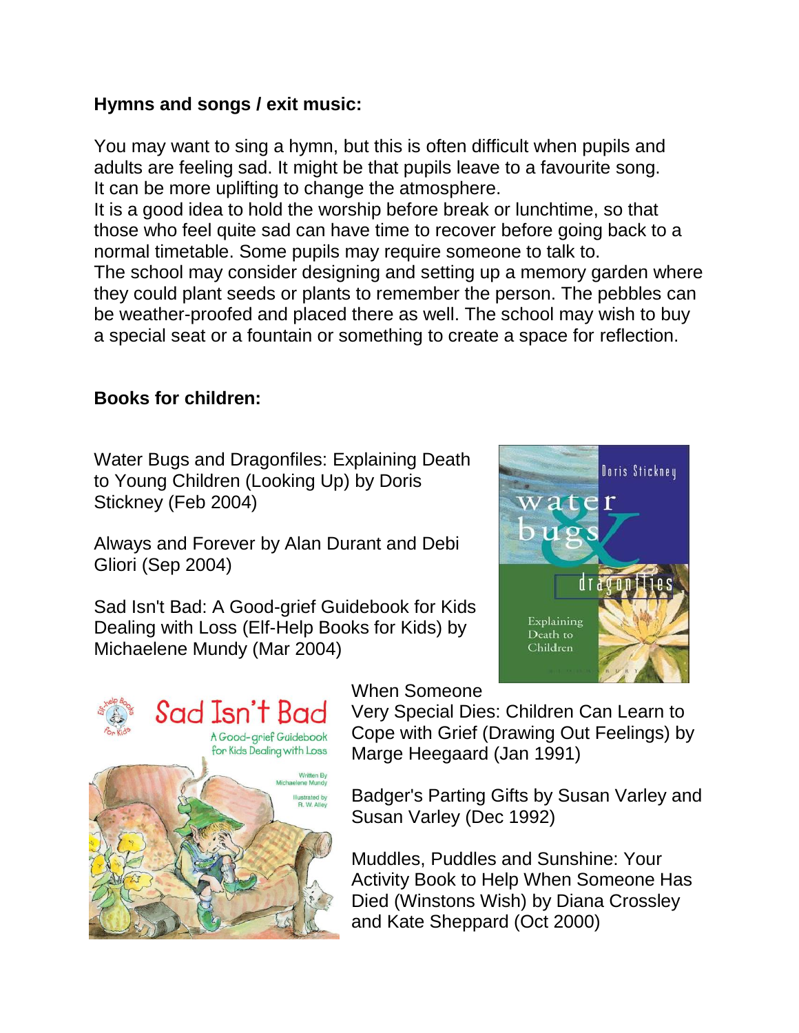**Hymns and songs / exit music:**

You may want to sing a hymn, but this is often difficult when pupils and adults are feeling sad. It might be that pupils leave to a favourite song. It can be more uplifting to change the atmosphere.
It is a good idea to hold the worship before break or lunchtime, so that those who feel quite sad can have time to recover before going back to a normal timetable. Some pupils may require someone to talk to.
The school may consider designing and setting up a memory garden where they could plant seeds or plants to remember the person. The pebbles can be weather-proofed and placed there as well. The school may wish to buy a special seat or a fountain or something to create a space for reflection.

**Books for children:**

Water Bugs and Dragonfiles: Explaining Death to Young Children (Looking Up) by Doris Stickney (Feb 2004)

Always and Forever by Alan Durant and Debi Gliori (Sep 2004)

Sad Isn't Bad: A Good-grief Guidebook for Kids Dealing with Loss (Elf-Help Books for Kids) by Michaelene Mundy (Mar 2004)

When Someone Very Special Dies: Children Can Learn to Cope with Grief (Drawing Out Feelings) by Marge Heegaard (Jan 1991)

Badger's Parting Gifts by Susan Varley and Susan Varley (Dec 1992)

Muddles, Puddles and Sunshine: Your Activity Book to Help When Someone Has Died (Winstons Wish) by Diana Crossley and Kate Sheppard (Oct 2000)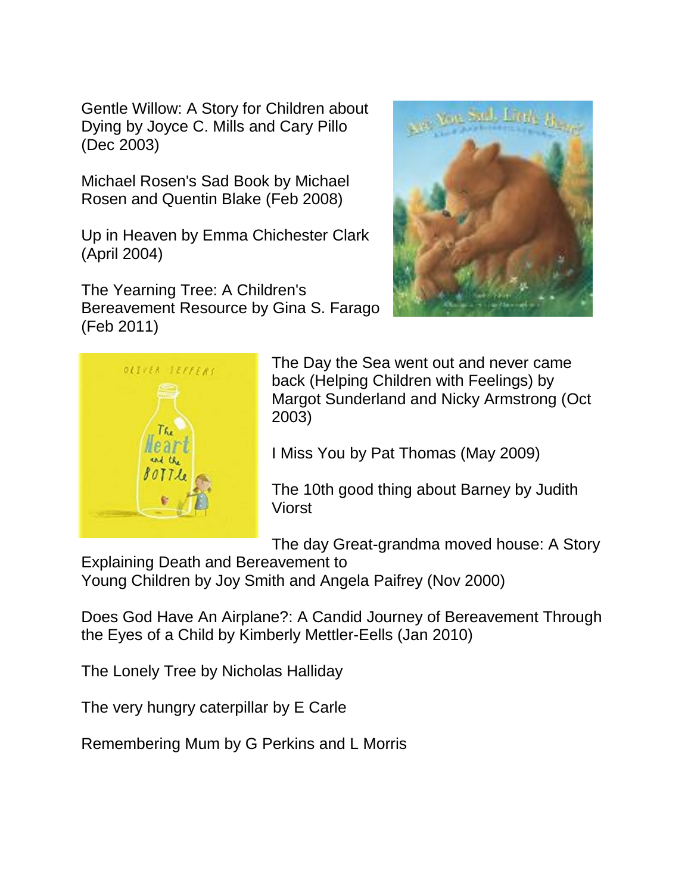Gentle Willow: A Story for Children about Dying by Joyce C. Mills and Cary Pillo (Dec 2003)

Michael Rosen's Sad Book by Michael Rosen and Quentin Blake (Feb 2008)

Up in Heaven by Emma Chichester Clark (April 2004)

The Yearning Tree: A Children's Bereavement Resource by Gina S. Farago (Feb 2011)

The Day the Sea went out and never came back (Helping Children with Feelings) by Margot Sunderland and Nicky Armstrong (Oct 2003)

I Miss You by Pat Thomas (May 2009)

The 10th good thing about Barney by Judith Viorst

The day Great-grandma moved house: A Story Explaining Death and Bereavement to Young Children by Joy Smith and Angela Paifrey (Nov 2000)

Does God Have An Airplane?: A Candid Journey of Bereavement Through the Eyes of a Child by Kimberly Mettler-Eells (Jan 2010)

The Lonely Tree by Nicholas Halliday

The very hungry caterpillar by E Carle

Remembering Mum by G Perkins and L Morris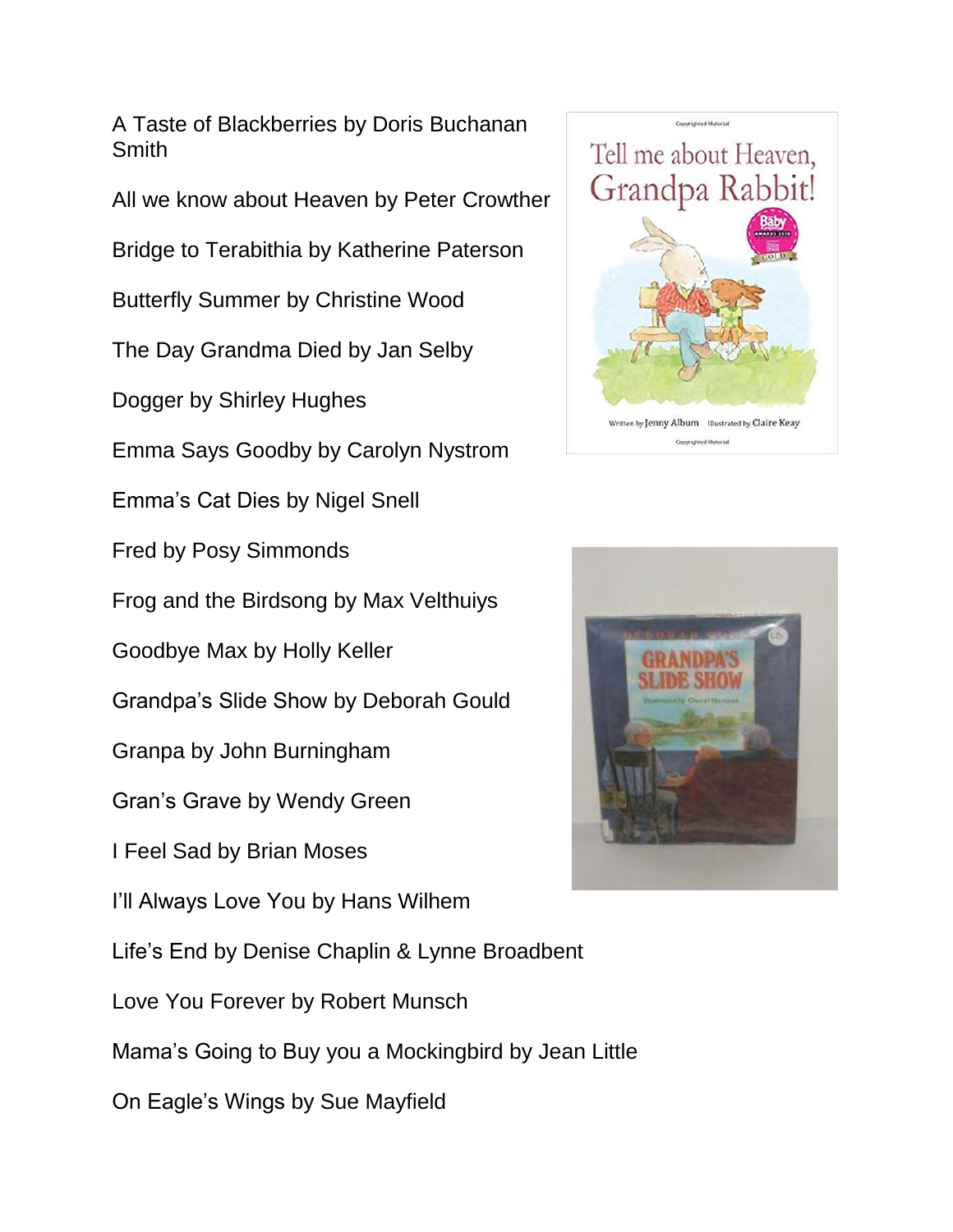A Taste of Blackberries by Doris Buchanan Smith

All we know about Heaven by Peter Crowther

Bridge to Terabithia by Katherine Paterson

Butterfly Summer by Christine Wood

The Day Grandma Died by Jan Selby

Dogger by Shirley Hughes

Emma Says Goodby by Carolyn Nystrom

Emma's Cat Dies by Nigel Snell

Fred by Posy Simmonds

Frog and the Birdsong by Max Velthuiys

Goodbye Max by Holly Keller

Grandpa's Slide Show by Deborah Gould

Granpa by John Burningham

Gran's Grave by Wendy Green

I Feel Sad by Brian Moses

I'll Always Love You by Hans Wilhem

Life's End by Denise Chaplin & Lynne Broadbent

Love You Forever by Robert Munsch

Mama's Going to Buy you a Mockingbird by Jean Little

On Eagle's Wings by Sue Mayfield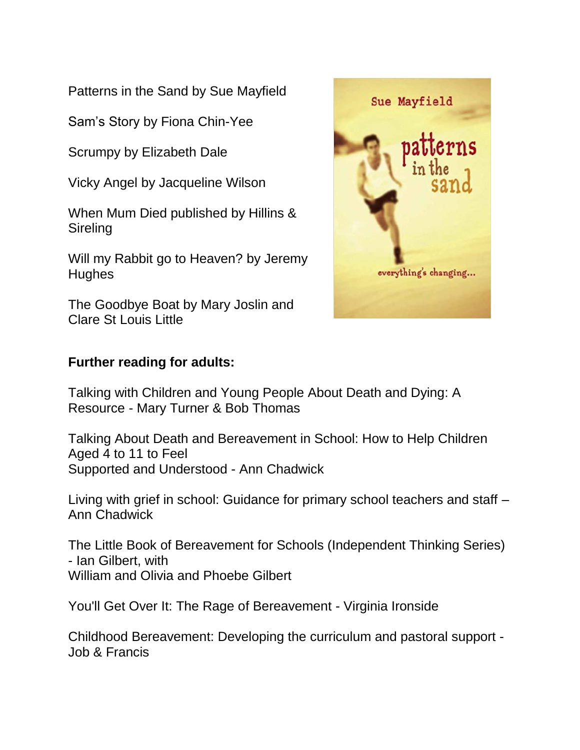Patterns in the Sand by Sue Mayfield

Sam's Story by Fiona Chin-Yee

Scrumpy by Elizabeth Dale

Vicky Angel by Jacqueline Wilson

When Mum Died published by Hillins & Sireling

Will my Rabbit go to Heaven? by Jeremy Hughes

The Goodbye Boat by Mary Joslin and Clare St Louis Little

**Further reading for adults:**

Talking with Children and Young People About Death and Dying: A Resource - Mary Turner & Bob Thomas

Talking About Death and Bereavement in School: How to Help Children Aged 4 to 11 to Feel Supported and Understood - Ann Chadwick

Living with grief in school: Guidance for primary school teachers and staff – Ann Chadwick

The Little Book of Bereavement for Schools (Independent Thinking Series) - Ian Gilbert, with William and Olivia and Phoebe Gilbert

You'll Get Over It: The Rage of Bereavement - Virginia Ironside

Childhood Bereavement: Developing the curriculum and pastoral support - Job & Francis